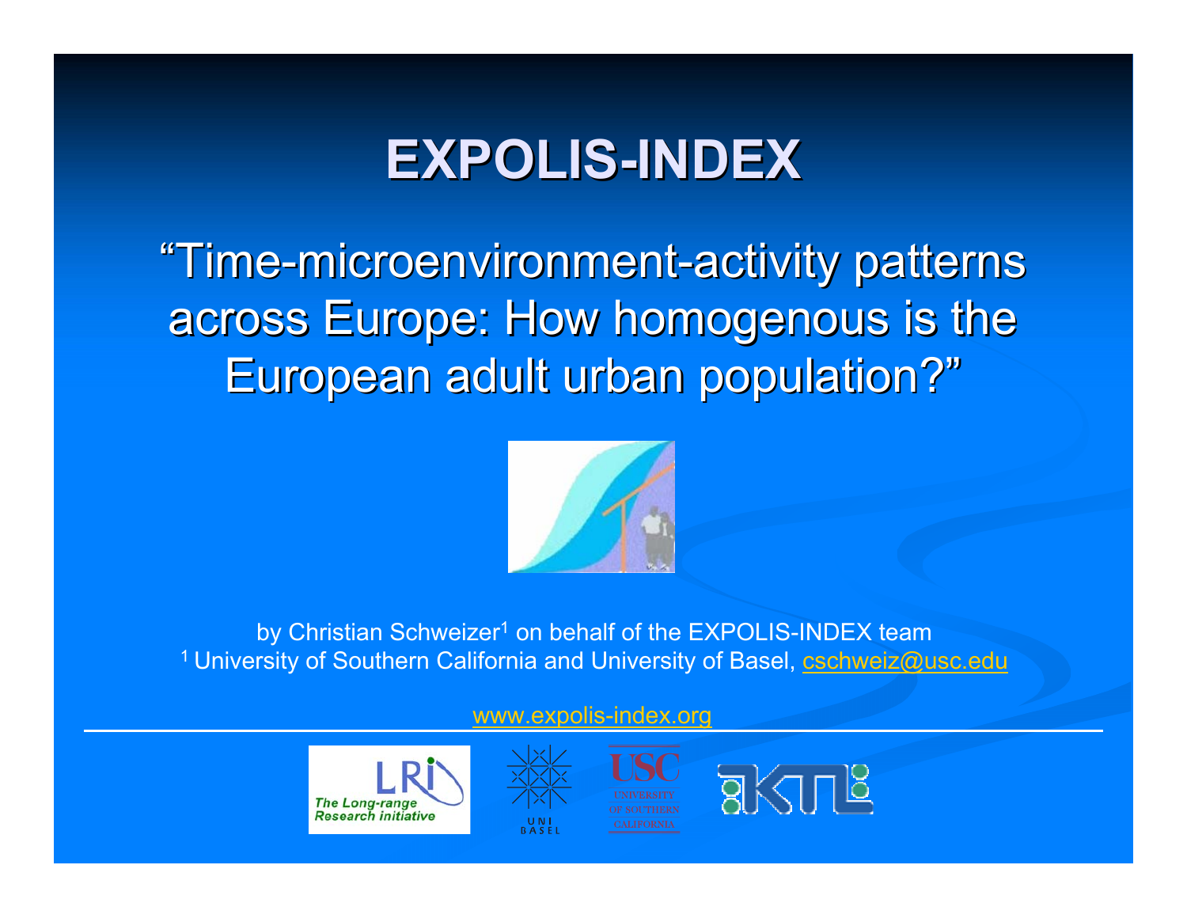# EXPOLIS-INDEX

## "Time-microenvironment-activity patterns across Europe: How homogenous is the European adult urban population?"

by Christian Schweizer[1] on behalf of the EXPOLIS-INDEX team

[1] University of Southern California and University of Basel, cschweiz@usc.edu

www.expolis-index.org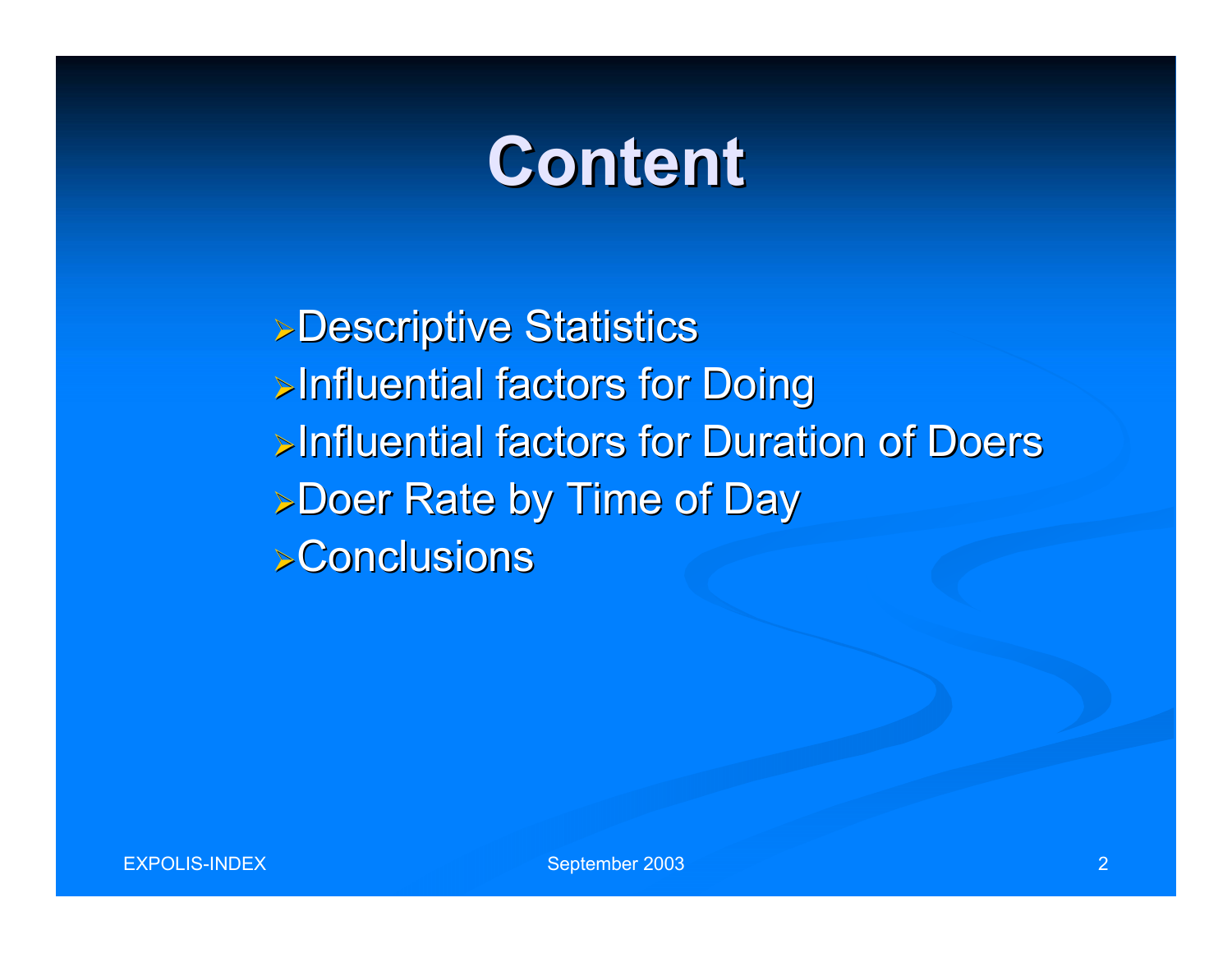# Content

- Descriptive Statistics
- Influential factors for Doing
- Influential factors for Duration of Doers
- Doer Rate by Time of Day
- Conclusions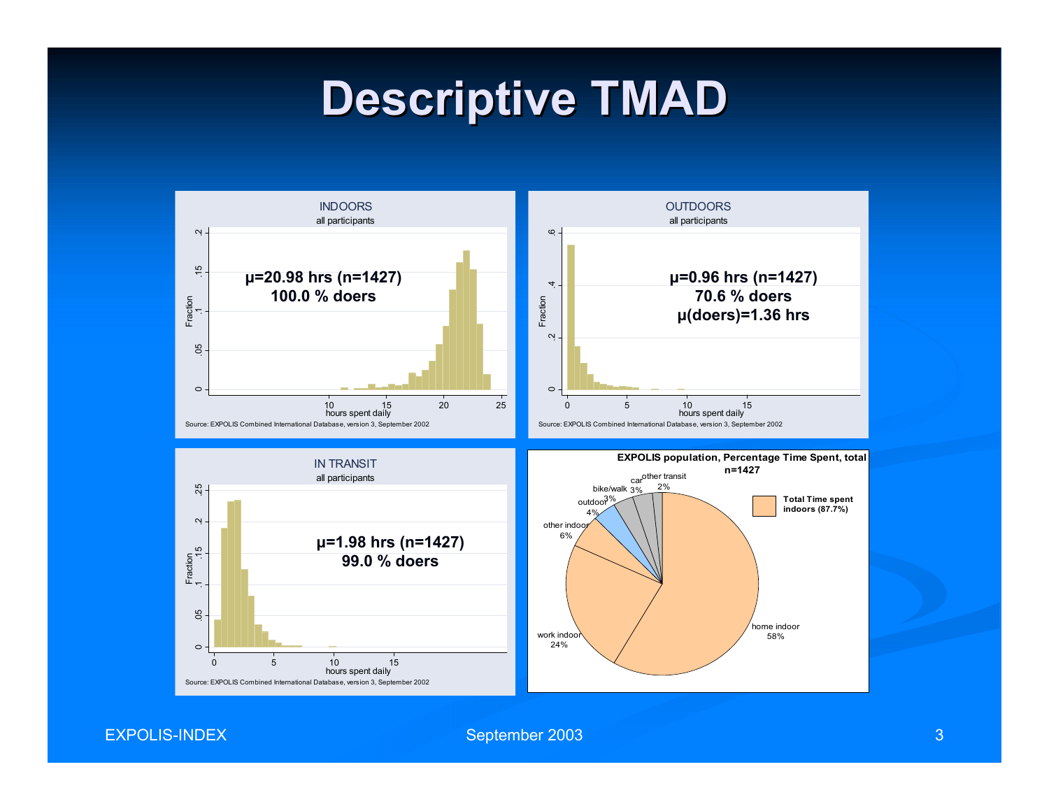# Descriptive TMAD

**INDOORS**
all participants

**μ=20.98 hrs (n=1427)**
**100.0 % doers**

Source: EXPOLIS Combined International Database, version 3, September 2002

**OUTDOORS**
all participants

**μ=0.96 hrs (n=1427)**
**70.6 % doers**
**μ(doers)=1.36 hrs**

Source: EXPOLIS Combined International Database, version 3, September 2002

**IN TRANSIT**
all participants

**μ=1.98 hrs (n=1427)**
**99.0 % doers**

Source: EXPOLIS Combined International Database, version 3, September 2002

**EXPOLIS population, Percentage Time Spent, total n=1427**

| Category | Percentage |
|---|---|
| home indoor | 58% |
| work indoor | 24% |
| other indoor | 6% |
| outdoor | 4% |
| bike/walk | 3% |
| car | 3% |
| other transit | 2% |

Total Time spent indoors (87.7%)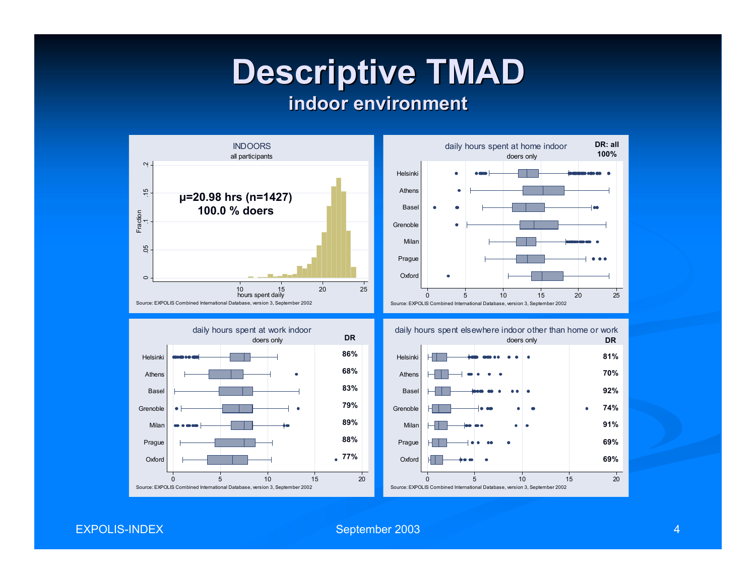# Descriptive TMAD

## indoor environment

**INDOORS**
all participants

μ=20.98 hrs (n=1427)
100.0 % doers

Fraction vs. hours spent daily

Source: EXPOLIS Combined International Database, version 3, September 2002

**daily hours spent at home indoor**
doers only

DR: all 100%

Helsinki, Athens, Basel, Grenoble, Milan, Prague, Oxford

Source: EXPOLIS Combined International Database, version 3, September 2002

**daily hours spent at work indoor**
doers only

| City | DR |
|---|---|
| Helsinki | 86% |
| Athens | 68% |
| Basel | 83% |
| Grenoble | 79% |
| Milan | 89% |
| Prague | 88% |
| Oxford | 77% |

Source: EXPOLIS Combined International Database, version 3, September 2002

**daily hours spent elsewhere indoor other than home or work**
doers only

| City | DR |
|---|---|
| Helsinki | 81% |
| Athens | 70% |
| Basel | 92% |
| Grenoble | 74% |
| Milan | 91% |
| Prague | 69% |
| Oxford | 69% |

Source: EXPOLIS Combined International Database, version 3, September 2002

EXPOLIS-INDEX September 2003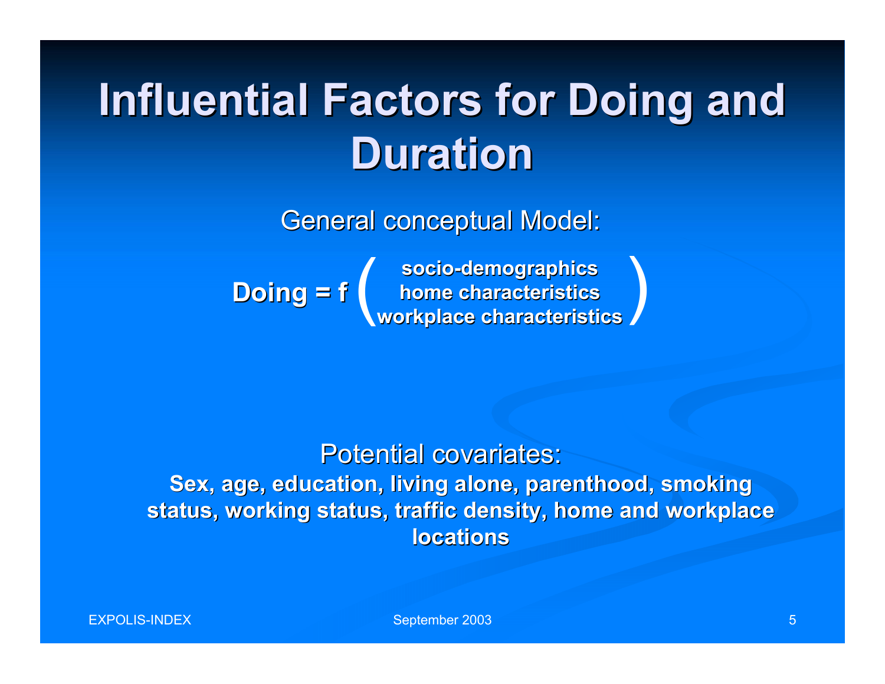# Influential Factors for Doing and Duration

General conceptual Model:

$$\textbf{Doing} = f\left(\begin{array}{c}\textbf{socio-demographics} \\ \textbf{home characteristics} \\ \textbf{workplace characteristics}\end{array}\right)$$

Potential covariates:

**Sex, age, education, living alone, parenthood, smoking status, working status, traffic density, home and workplace locations**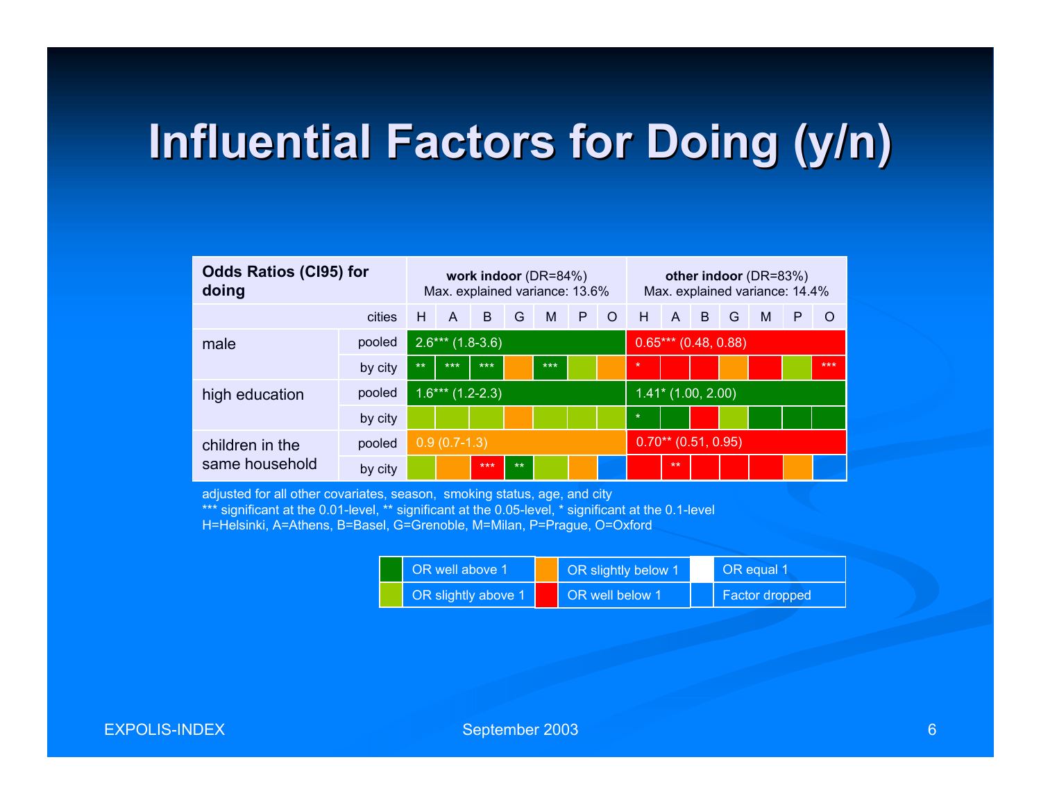# Influential Factors for Doing (y/n)

| Odds Ratios (CI95) for doing | | work indoor (DR=84%) Max. explained variance: 13.6% | | | | | | | other indoor (DR=83%) Max. explained variance: 14.4% | | | | | | |
|---|---|---|---|---|---|---|---|---|---|---|---|---|---|---|---|
| | cities | H | A | B | G | M | P | O | H | A | B | G | M | P | O |
| male | pooled | 2.6*** (1.8-3.6) | | | | | | | 0.65*** (0.48, 0.88) | | | | | | |
| | by city | ** | *** | *** | | *** | | | * | | | | | | *** |
| high education | pooled | 1.6*** (1.2-2.3) | | | | | | | 1.41* (1.00, 2.00) | | | | | | |
| | by city | | | | | | | | * | | | | | | |
| children in the same household | pooled | 0.9 (0.7-1.3) | | | | | | | 0.70** (0.51, 0.95) | | | | | | |
| | by city | | | *** | ** | | | | | ** | | | | | |

adjusted for all other covariates, season, smoking status, age, and city
*** significant at the 0.01-level, ** significant at the 0.05-level, * significant at the 0.1-level
H=Helsinki, A=Athens, B=Basel, G=Grenoble, M=Milan, P=Prague, O=Oxford

| | | |
|---|---|---|
| OR well above 1 | OR slightly below 1 | OR equal 1 |
| OR slightly above 1 | OR well below 1 | Factor dropped |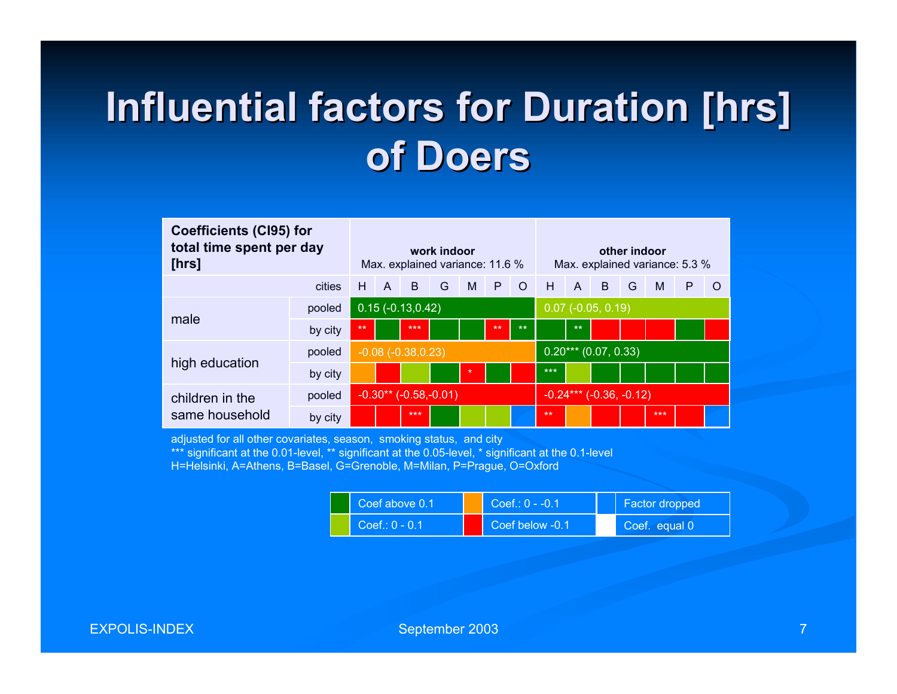# Influential factors for Duration [hrs] of Doers

| Coefficients (CI95) for total time spent per day [hrs] | | work indoor<br>Max. explained variance: 11.6 % | | | | | | | other indoor<br>Max. explained variance: 5.3 % | | | | | | |
|---|---|---|---|---|---|---|---|---|---|---|---|---|---|---|---|
| | cities | H | A | B | G | M | P | O | H | A | B | G | M | P | O |
| male | pooled | 0.15 (-0.13,0.42) | | | | | | | 0.07 (-0.05, 0.19) | | | | | | |
| | by city | ** | | *** | | | ** | ** | | ** | | | | | |
| high education | pooled | -0.08 (-0.38,0.23) | | | | | | | 0.20*** (0.07, 0.33) | | | | | | |
| | by city | | | | | * | | | *** | | | | | | |
| children in the same household | pooled | -0.30** (-0.58,-0.01) | | | | | | | -0.24*** (-0.36, -0.12) | | | | | | |
| | by city | | | *** | | | | | ** | | | | *** | | |

adjusted for all other covariates, season, smoking status, and city
*** significant at the 0.01-level, ** significant at the 0.05-level, * significant at the 0.1-level
H=Helsinki, A=Athens, B=Basel, G=Grenoble, M=Milan, P=Prague, O=Oxford

| Coef above 0.1 | Coef.: 0 - -0.1 | Factor dropped |
|---|---|---|
| Coef.: 0 - 0.1 | Coef below -0.1 | Coef. equal 0 |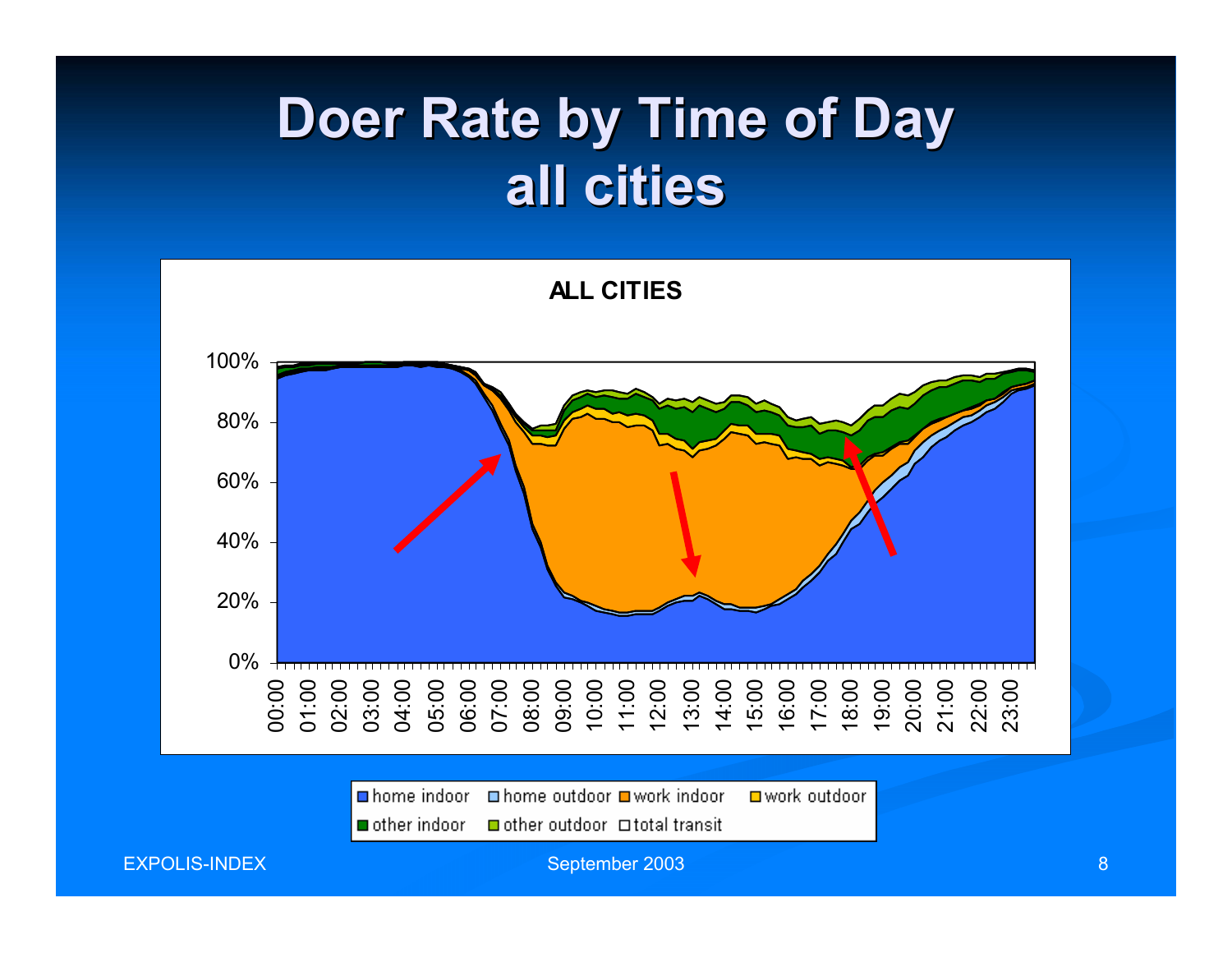# Doer Rate by Time of Day
## all cities

**ALL CITIES**

100%
80%
60%
40%
20%
0%

00:00 01:00 02:00 03:00 04:00 05:00 06:00 07:00 08:00 09:00 10:00 11:00 12:00 13:00 14:00 15:00 16:00 17:00 18:00 19:00 20:00 21:00 22:00 23:00

home indoor | home outdoor | work indoor | work outdoor | other indoor | other outdoor | total transit

EXPOLIS-INDEX

September 2003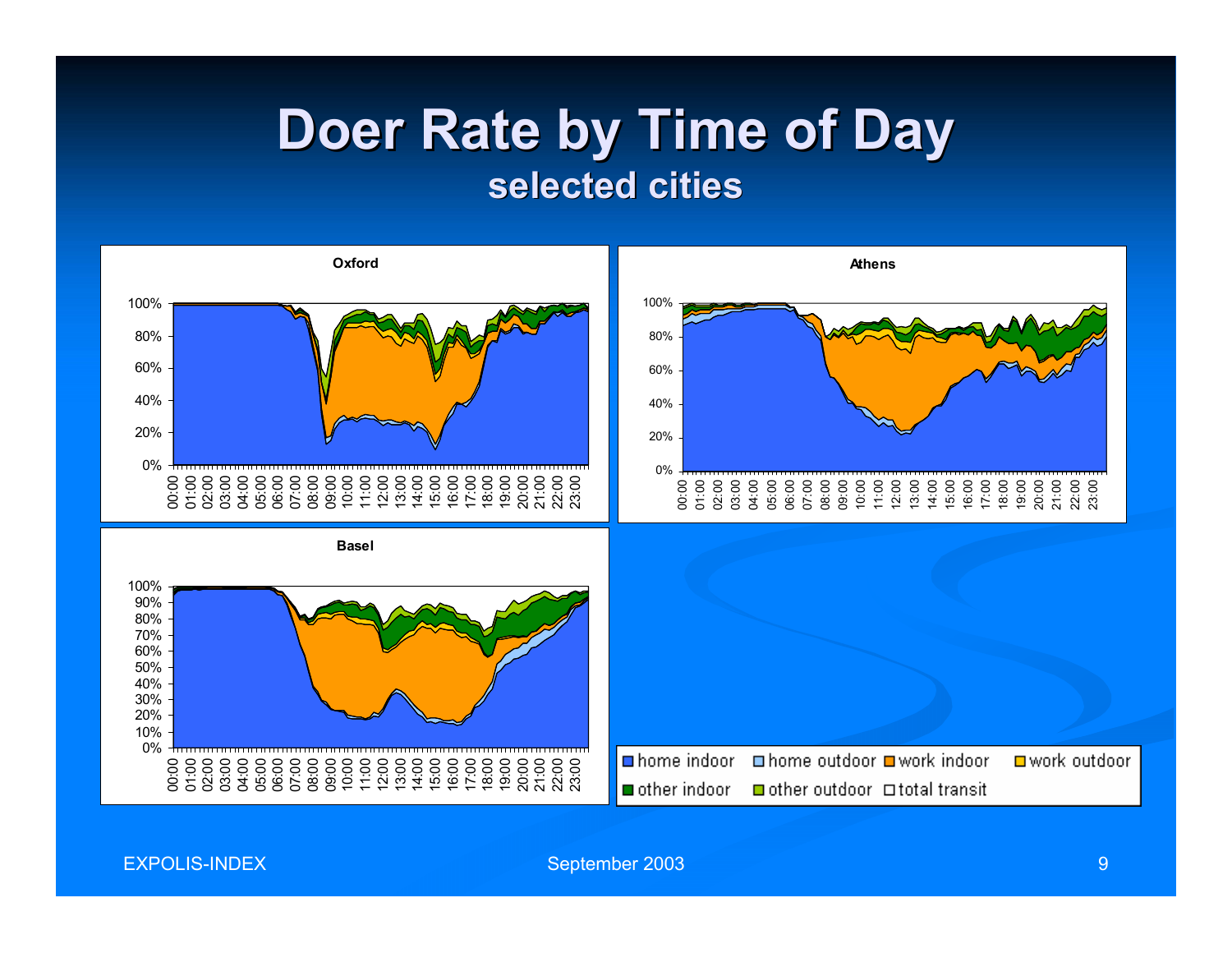# Doer Rate by Time of Day

## selected cities

**Oxford**

**Athens**

**Basel**

■ home indoor ■ home outdoor ■ work indoor ■ work outdoor ■ other indoor ■ other outdoor □ total transit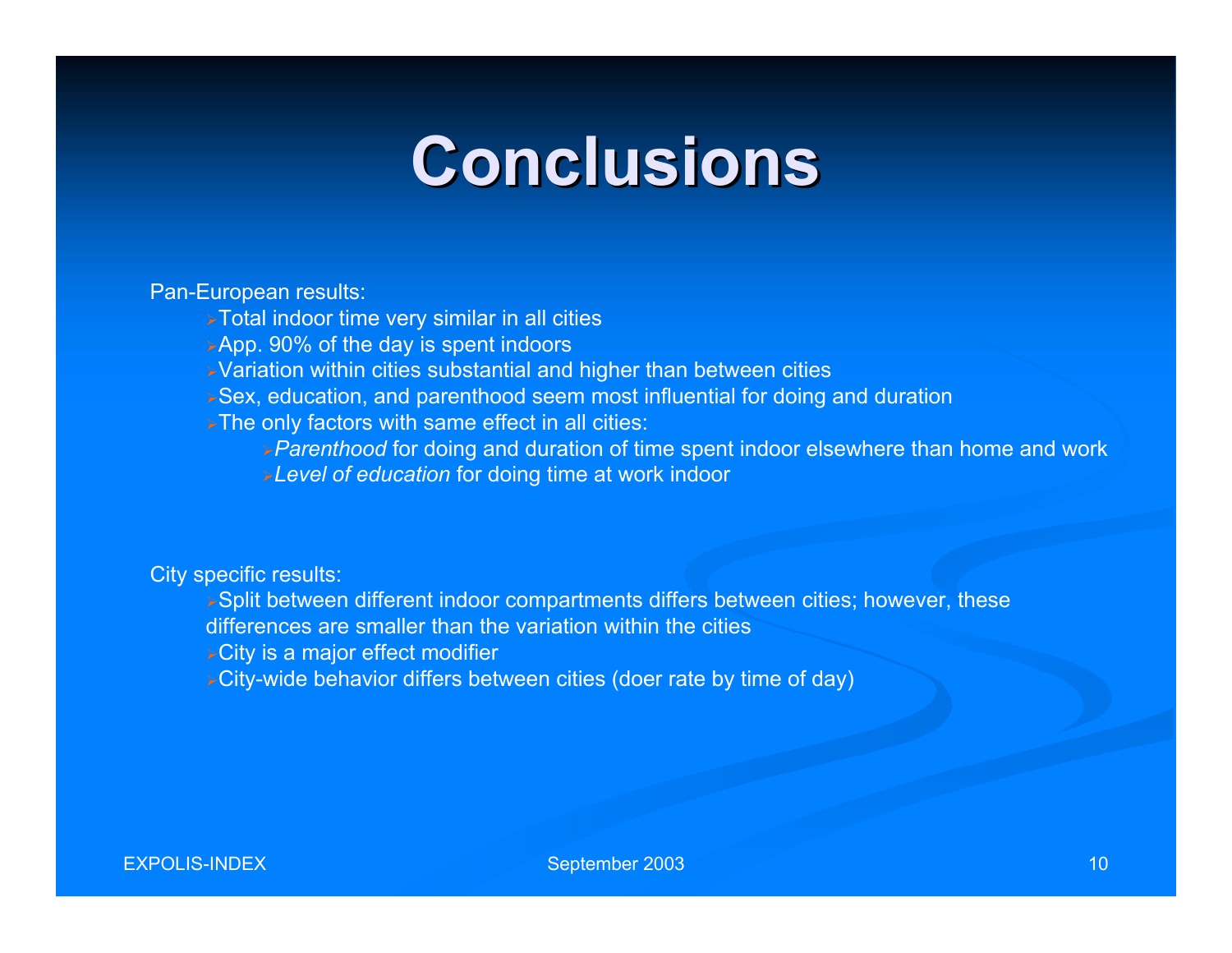# Conclusions

Pan-European results:

- Total indoor time very similar in all cities
- App. 90% of the day is spent indoors
- Variation within cities substantial and higher than between cities
- Sex, education, and parenthood seem most influential for doing and duration
- The only factors with same effect in all cities:
  - *Parenthood* for doing and duration of time spent indoor elsewhere than home and work
  - *Level of education* for doing time at work indoor

City specific results:

- Split between different indoor compartments differs between cities; however, these differences are smaller than the variation within the cities
- City is a major effect modifier
- City-wide behavior differs between cities (doer rate by time of day)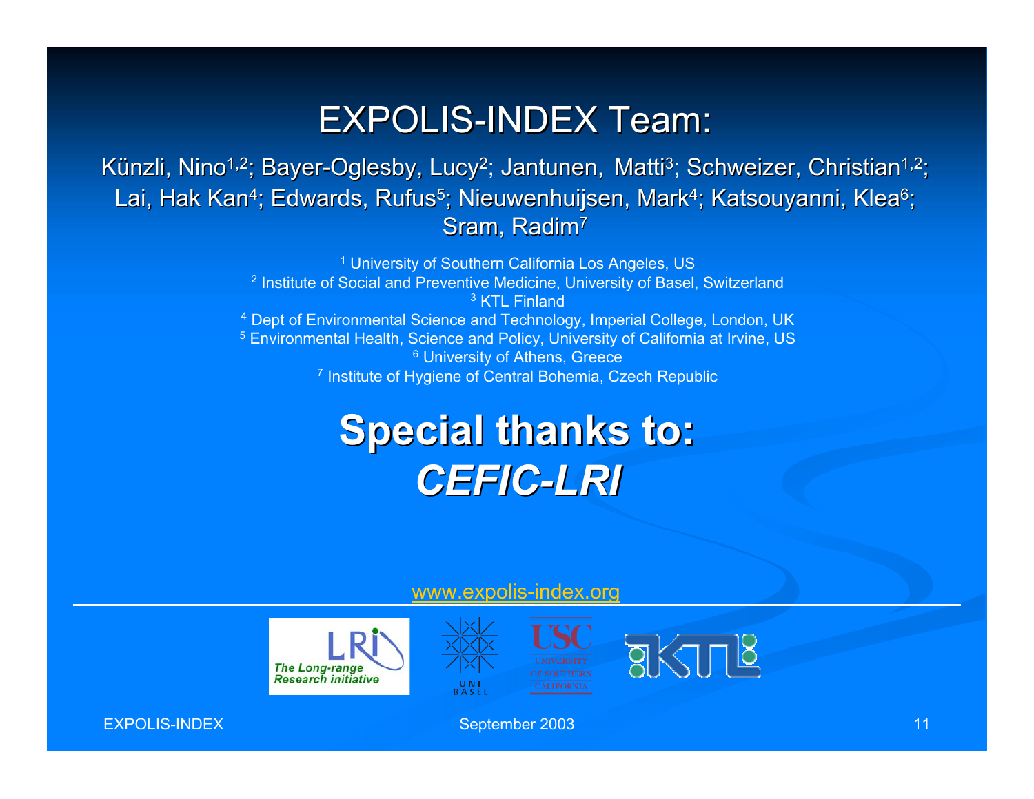# EXPOLIS-INDEX Team:

Künzli, Nino[1,2]; Bayer-Oglesby, Lucy[2]; Jantunen, Matti[3]; Schweizer, Christian[1,2]; Lai, Hak Kan[4]; Edwards, Rufus[5]; Nieuwenhuijsen, Mark[4]; Katsouyanni, Klea[6]; Sram, Radim[7]

[1] University of Southern California Los Angeles, US
[2] Institute of Social and Preventive Medicine, University of Basel, Switzerland
[3] KTL Finland
[4] Dept of Environmental Science and Technology, Imperial College, London, UK
[5] Environmental Health, Science and Policy, University of California at Irvine, US
[6] University of Athens, Greece
[7] Institute of Hygiene of Central Bohemia, Czech Republic

## **Special thanks to:**
## ***CEFIC-LRI***

www.expolis-index.org

LRI The Long-range Research initiative

UNI BASEL

USC UNIVERSITY OF SOUTHERN CALIFORNIA

KTL

EXPOLIS-INDEX September 2003